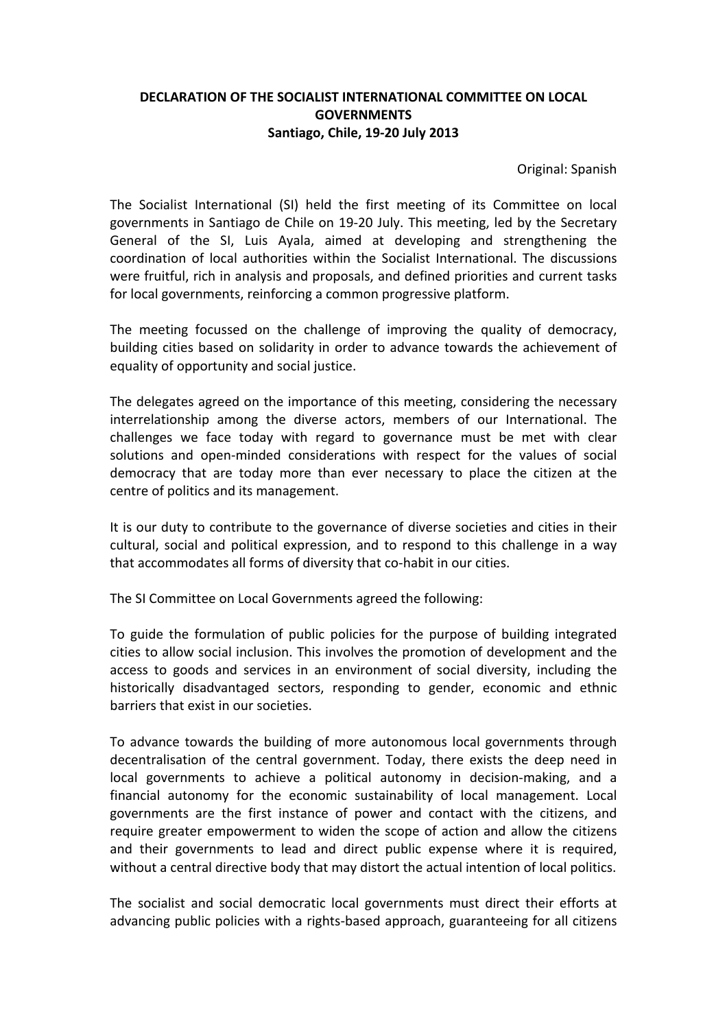**DECLARATION OF THE SOCIALIST INTERNATIONAL COMMITTEE ON LOCAL GOVERNMENTS**
**Santiago, Chile, 19-20 July 2013**

Original: Spanish

The Socialist International (SI) held the first meeting of its Committee on local governments in Santiago de Chile on 19-20 July. This meeting, led by the Secretary General of the SI, Luis Ayala, aimed at developing and strengthening the coordination of local authorities within the Socialist International. The discussions were fruitful, rich in analysis and proposals, and defined priorities and current tasks for local governments, reinforcing a common progressive platform.

The meeting focussed on the challenge of improving the quality of democracy, building cities based on solidarity in order to advance towards the achievement of equality of opportunity and social justice.

The delegates agreed on the importance of this meeting, considering the necessary interrelationship among the diverse actors, members of our International. The challenges we face today with regard to governance must be met with clear solutions and open-minded considerations with respect for the values of social democracy that are today more than ever necessary to place the citizen at the centre of politics and its management.

It is our duty to contribute to the governance of diverse societies and cities in their cultural, social and political expression, and to respond to this challenge in a way that accommodates all forms of diversity that co-habit in our cities.

The SI Committee on Local Governments agreed the following:

To guide the formulation of public policies for the purpose of building integrated cities to allow social inclusion. This involves the promotion of development and the access to goods and services in an environment of social diversity, including the historically disadvantaged sectors, responding to gender, economic and ethnic barriers that exist in our societies.

To advance towards the building of more autonomous local governments through decentralisation of the central government. Today, there exists the deep need in local governments to achieve a political autonomy in decision-making, and a financial autonomy for the economic sustainability of local management. Local governments are the first instance of power and contact with the citizens, and require greater empowerment to widen the scope of action and allow the citizens and their governments to lead and direct public expense where it is required, without a central directive body that may distort the actual intention of local politics.

The socialist and social democratic local governments must direct their efforts at advancing public policies with a rights-based approach, guaranteeing for all citizens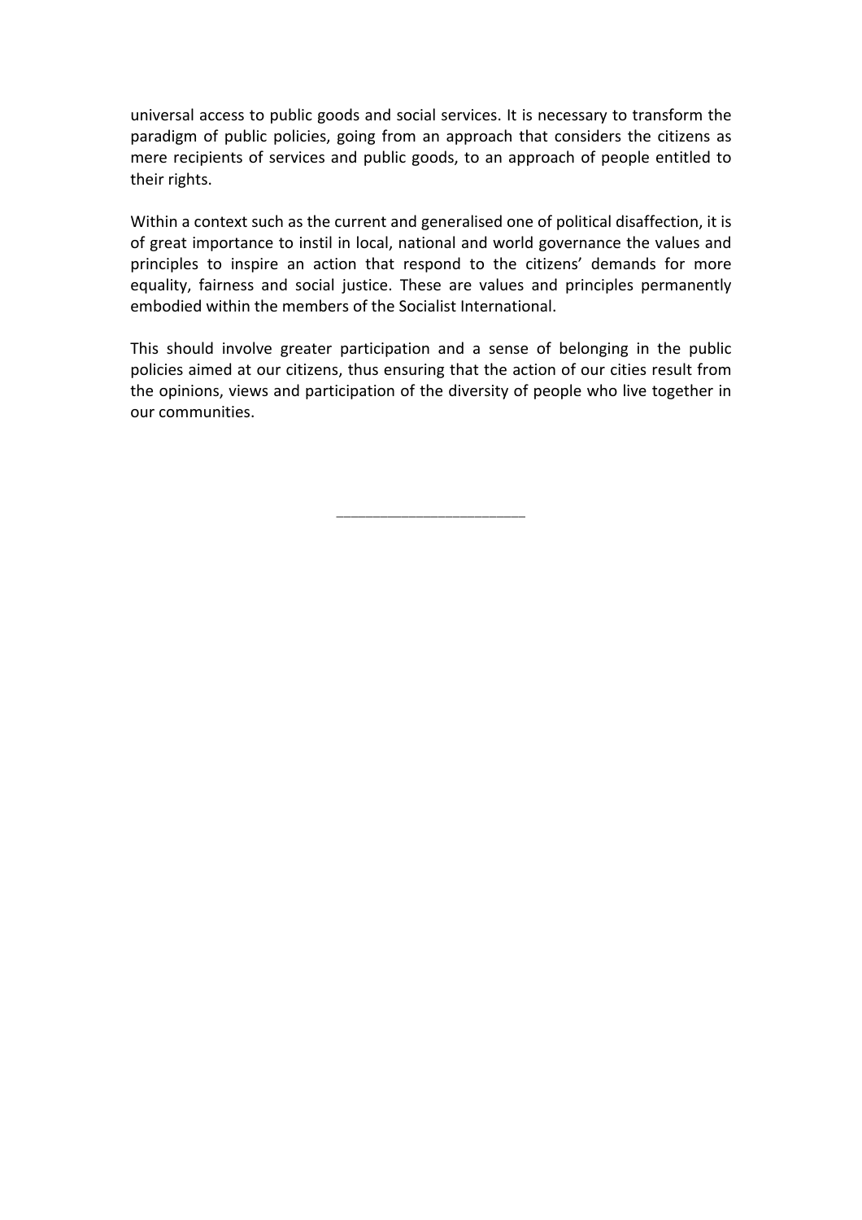universal access to public goods and social services. It is necessary to transform the paradigm of public policies, going from an approach that considers the citizens as mere recipients of services and public goods, to an approach of people entitled to their rights.

Within a context such as the current and generalised one of political disaffection, it is of great importance to instil in local, national and world governance the values and principles to inspire an action that respond to the citizens' demands for more equality, fairness and social justice. These are values and principles permanently embodied within the members of the Socialist International.

This should involve greater participation and a sense of belonging in the public policies aimed at our citizens, thus ensuring that the action of our cities result from the opinions, views and participation of the diversity of people who live together in our communities.

---